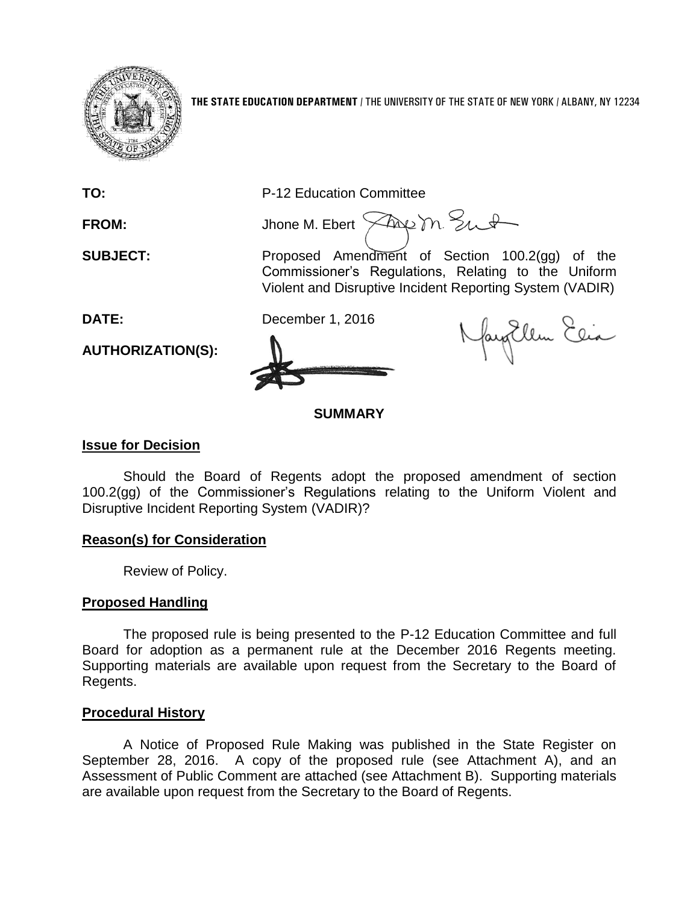**THE STATE EDUCATION DEPARTMENT** / THE UNIVERSITY OF THE STATE OF NEW YORK / ALBANY, NY 12234

**TO:** P-12 Education Committee

**FROM:** Jhone M. Ebert

**SUBJECT:** Proposed Amendment of Section 100.2(gg) of the Commissioner's Regulations, Relating to the Uniform Violent and Disruptive Incident Reporting System (VADIR)

**DATE:** December 1, 2016

**AUTHORIZATION(S):**

**SUMMARY**

**Issue for Decision**

Should the Board of Regents adopt the proposed amendment of section 100.2(gg) of the Commissioner's Regulations relating to the Uniform Violent and Disruptive Incident Reporting System (VADIR)?

**Reason(s) for Consideration**

Review of Policy.

**Proposed Handling**

The proposed rule is being presented to the P-12 Education Committee and full Board for adoption as a permanent rule at the December 2016 Regents meeting. Supporting materials are available upon request from the Secretary to the Board of Regents.

**Procedural History**

A Notice of Proposed Rule Making was published in the State Register on September 28, 2016. A copy of the proposed rule (see Attachment A), and an Assessment of Public Comment are attached (see Attachment B). Supporting materials are available upon request from the Secretary to the Board of Regents.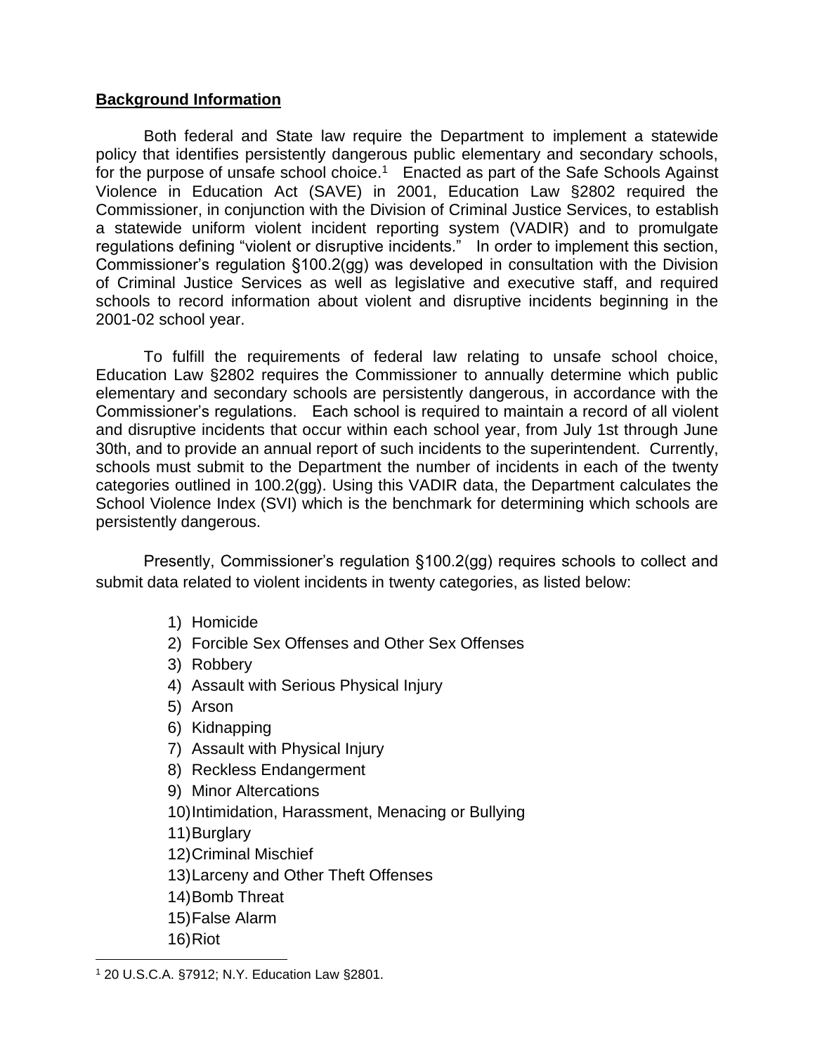## Background Information

Both federal and State law require the Department to implement a statewide policy that identifies persistently dangerous public elementary and secondary schools, for the purpose of unsafe school choice.[1] Enacted as part of the Safe Schools Against Violence in Education Act (SAVE) in 2001, Education Law §2802 required the Commissioner, in conjunction with the Division of Criminal Justice Services, to establish a statewide uniform violent incident reporting system (VADIR) and to promulgate regulations defining "violent or disruptive incidents." In order to implement this section, Commissioner's regulation §100.2(gg) was developed in consultation with the Division of Criminal Justice Services as well as legislative and executive staff, and required schools to record information about violent and disruptive incidents beginning in the 2001-02 school year.

To fulfill the requirements of federal law relating to unsafe school choice, Education Law §2802 requires the Commissioner to annually determine which public elementary and secondary schools are persistently dangerous, in accordance with the Commissioner's regulations. Each school is required to maintain a record of all violent and disruptive incidents that occur within each school year, from July 1st through June 30th, and to provide an annual report of such incidents to the superintendent. Currently, schools must submit to the Department the number of incidents in each of the twenty categories outlined in 100.2(gg). Using this VADIR data, the Department calculates the School Violence Index (SVI) which is the benchmark for determining which schools are persistently dangerous.

Presently, Commissioner's regulation §100.2(gg) requires schools to collect and submit data related to violent incidents in twenty categories, as listed below:

1) Homicide
2) Forcible Sex Offenses and Other Sex Offenses
3) Robbery
4) Assault with Serious Physical Injury
5) Arson
6) Kidnapping
7) Assault with Physical Injury
8) Reckless Endangerment
9) Minor Altercations
10) Intimidation, Harassment, Menacing or Bullying
11) Burglary
12) Criminal Mischief
13) Larceny and Other Theft Offenses
14) Bomb Threat
15) False Alarm
16) Riot

[1] 20 U.S.C.A. §7912; N.Y. Education Law §2801.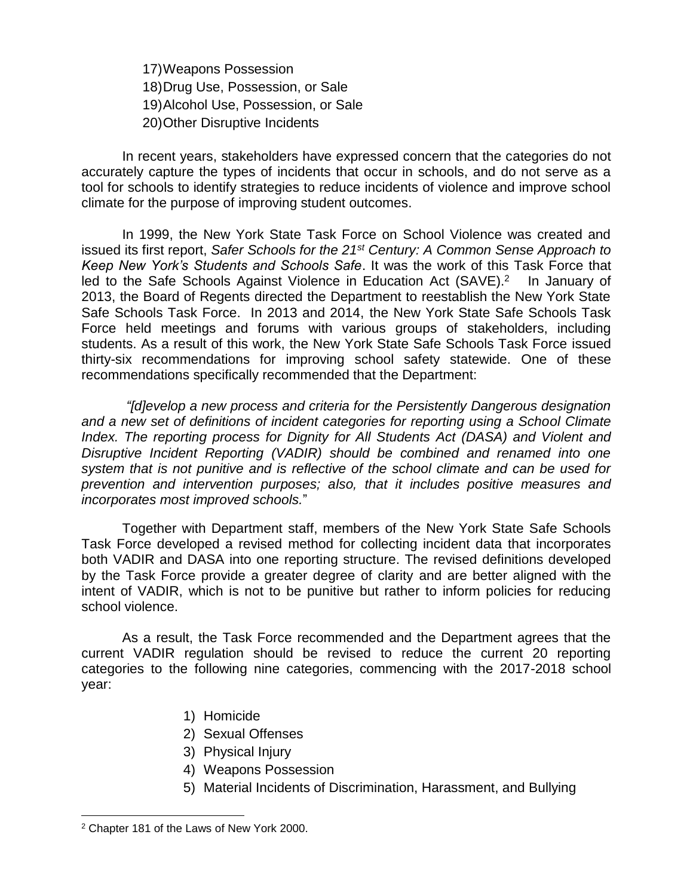17) Weapons Possession
18) Drug Use, Possession, or Sale
19) Alcohol Use, Possession, or Sale
20) Other Disruptive Incidents

In recent years, stakeholders have expressed concern that the categories do not accurately capture the types of incidents that occur in schools, and do not serve as a tool for schools to identify strategies to reduce incidents of violence and improve school climate for the purpose of improving student outcomes.

In 1999, the New York State Task Force on School Violence was created and issued its first report, *Safer Schools for the 21st Century: A Common Sense Approach to Keep New York's Students and Schools Safe*. It was the work of this Task Force that led to the Safe Schools Against Violence in Education Act (SAVE).[2] In January of 2013, the Board of Regents directed the Department to reestablish the New York State Safe Schools Task Force. In 2013 and 2014, the New York State Safe Schools Task Force held meetings and forums with various groups of stakeholders, including students. As a result of this work, the New York State Safe Schools Task Force issued thirty-six recommendations for improving school safety statewide. One of these recommendations specifically recommended that the Department:

*"[d]evelop a new process and criteria for the Persistently Dangerous designation and a new set of definitions of incident categories for reporting using a School Climate Index. The reporting process for Dignity for All Students Act (DASA) and Violent and Disruptive Incident Reporting (VADIR) should be combined and renamed into one system that is not punitive and is reflective of the school climate and can be used for prevention and intervention purposes; also, that it includes positive measures and incorporates most improved schools.*"

Together with Department staff, members of the New York State Safe Schools Task Force developed a revised method for collecting incident data that incorporates both VADIR and DASA into one reporting structure. The revised definitions developed by the Task Force provide a greater degree of clarity and are better aligned with the intent of VADIR, which is not to be punitive but rather to inform policies for reducing school violence.

As a result, the Task Force recommended and the Department agrees that the current VADIR regulation should be revised to reduce the current 20 reporting categories to the following nine categories, commencing with the 2017-2018 school year:

1) Homicide
2) Sexual Offenses
3) Physical Injury
4) Weapons Possession
5) Material Incidents of Discrimination, Harassment, and Bullying

[2] Chapter 181 of the Laws of New York 2000.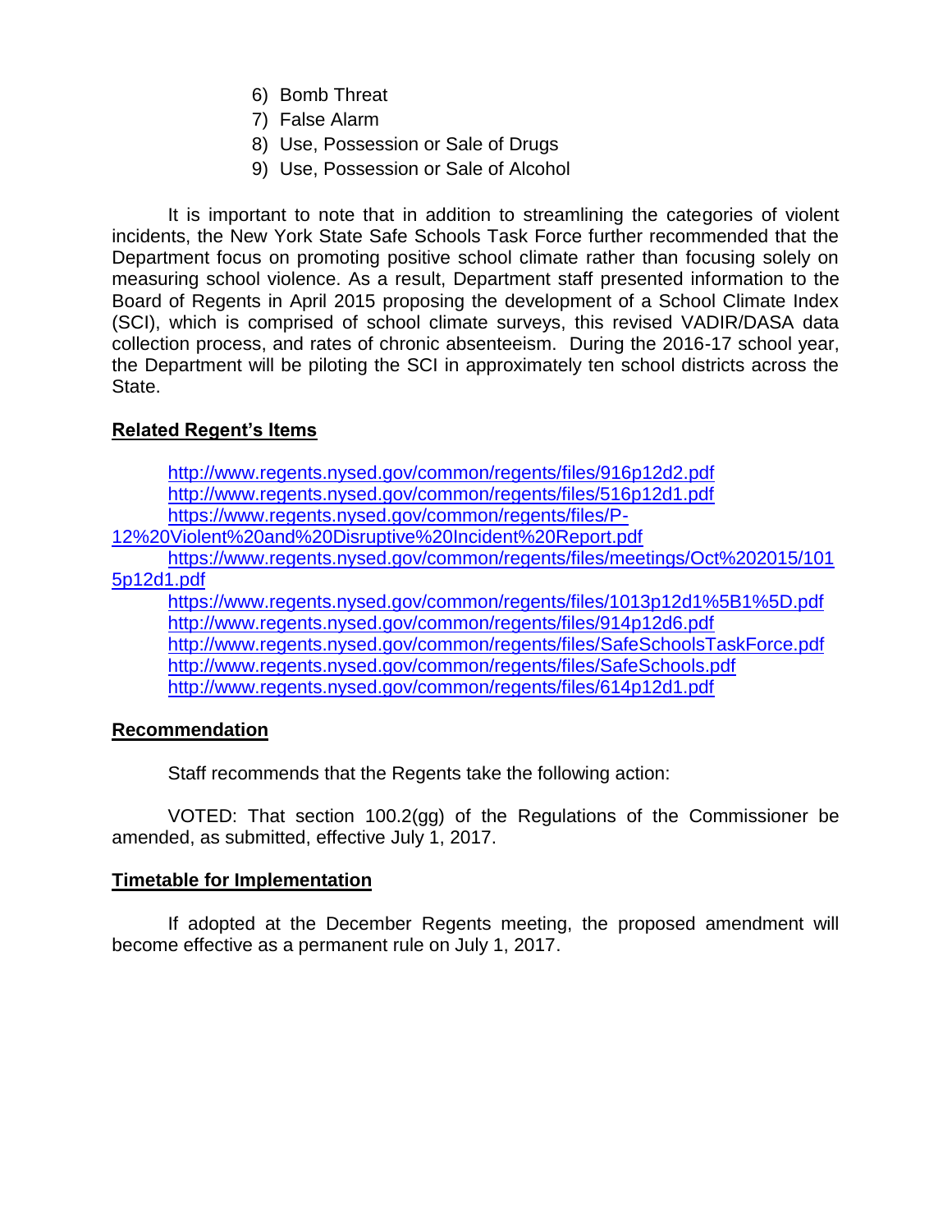6) Bomb Threat
7) False Alarm
8) Use, Possession or Sale of Drugs
9) Use, Possession or Sale of Alcohol

It is important to note that in addition to streamlining the categories of violent incidents, the New York State Safe Schools Task Force further recommended that the Department focus on promoting positive school climate rather than focusing solely on measuring school violence. As a result, Department staff presented information to the Board of Regents in April 2015 proposing the development of a School Climate Index (SCI), which is comprised of school climate surveys, this revised VADIR/DASA data collection process, and rates of chronic absenteeism. During the 2016-17 school year, the Department will be piloting the SCI in approximately ten school districts across the State.

## Related Regent's Items

http://www.regents.nysed.gov/common/regents/files/916p12d2.pdf
http://www.regents.nysed.gov/common/regents/files/516p12d1.pdf
https://www.regents.nysed.gov/common/regents/files/P-12%20Violent%20and%20Disruptive%20Incident%20Report.pdf
https://www.regents.nysed.gov/common/regents/files/meetings/Oct%202015/1015p12d1.pdf
https://www.regents.nysed.gov/common/regents/files/1013p12d1%5B1%5D.pdf
http://www.regents.nysed.gov/common/regents/files/914p12d6.pdf
http://www.regents.nysed.gov/common/regents/files/SafeSchoolsTaskForce.pdf
http://www.regents.nysed.gov/common/regents/files/SafeSchools.pdf
http://www.regents.nysed.gov/common/regents/files/614p12d1.pdf

## Recommendation

Staff recommends that the Regents take the following action:

VOTED: That section 100.2(gg) of the Regulations of the Commissioner be amended, as submitted, effective July 1, 2017.

## Timetable for Implementation

If adopted at the December Regents meeting, the proposed amendment will become effective as a permanent rule on July 1, 2017.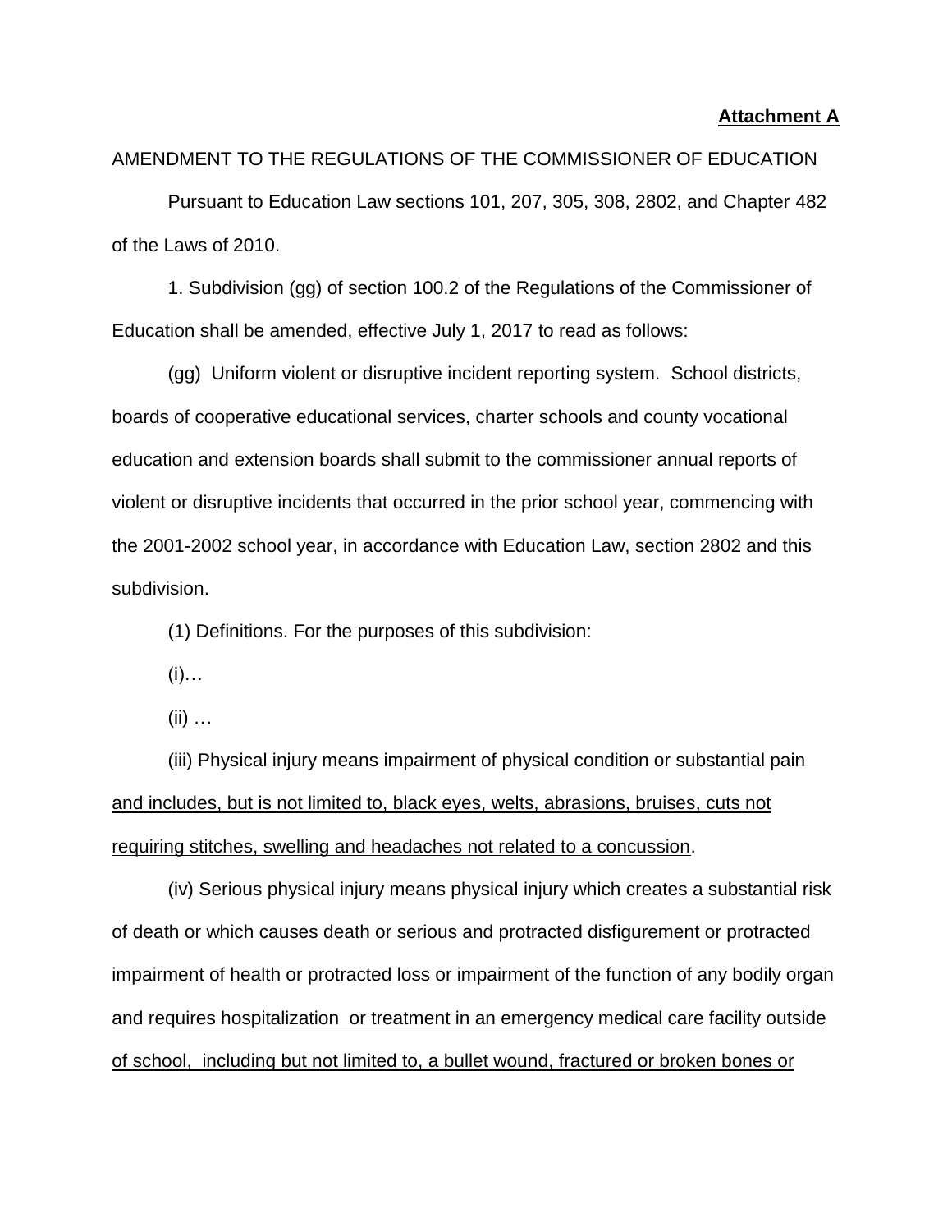**Attachment A**

AMENDMENT TO THE REGULATIONS OF THE COMMISSIONER OF EDUCATION

Pursuant to Education Law sections 101, 207, 305, 308, 2802, and Chapter 482 of the Laws of 2010.

1. Subdivision (gg) of section 100.2 of the Regulations of the Commissioner of Education shall be amended, effective July 1, 2017 to read as follows:

(gg) Uniform violent or disruptive incident reporting system. School districts, boards of cooperative educational services, charter schools and county vocational education and extension boards shall submit to the commissioner annual reports of violent or disruptive incidents that occurred in the prior school year, commencing with the 2001-2002 school year, in accordance with Education Law, section 2802 and this subdivision.

(1) Definitions. For the purposes of this subdivision:

(i)…

(ii) …

(iii) Physical injury means impairment of physical condition or substantial pain <u>and includes, but is not limited to, black eyes, welts, abrasions, bruises, cuts not requiring stitches, swelling and headaches not related to a concussion</u>.

(iv) Serious physical injury means physical injury which creates a substantial risk of death or which causes death or serious and protracted disfigurement or protracted impairment of health or protracted loss or impairment of the function of any bodily organ <u>and requires hospitalization or treatment in an emergency medical care facility outside of school, including but not limited to, a bullet wound, fractured or broken bones or</u>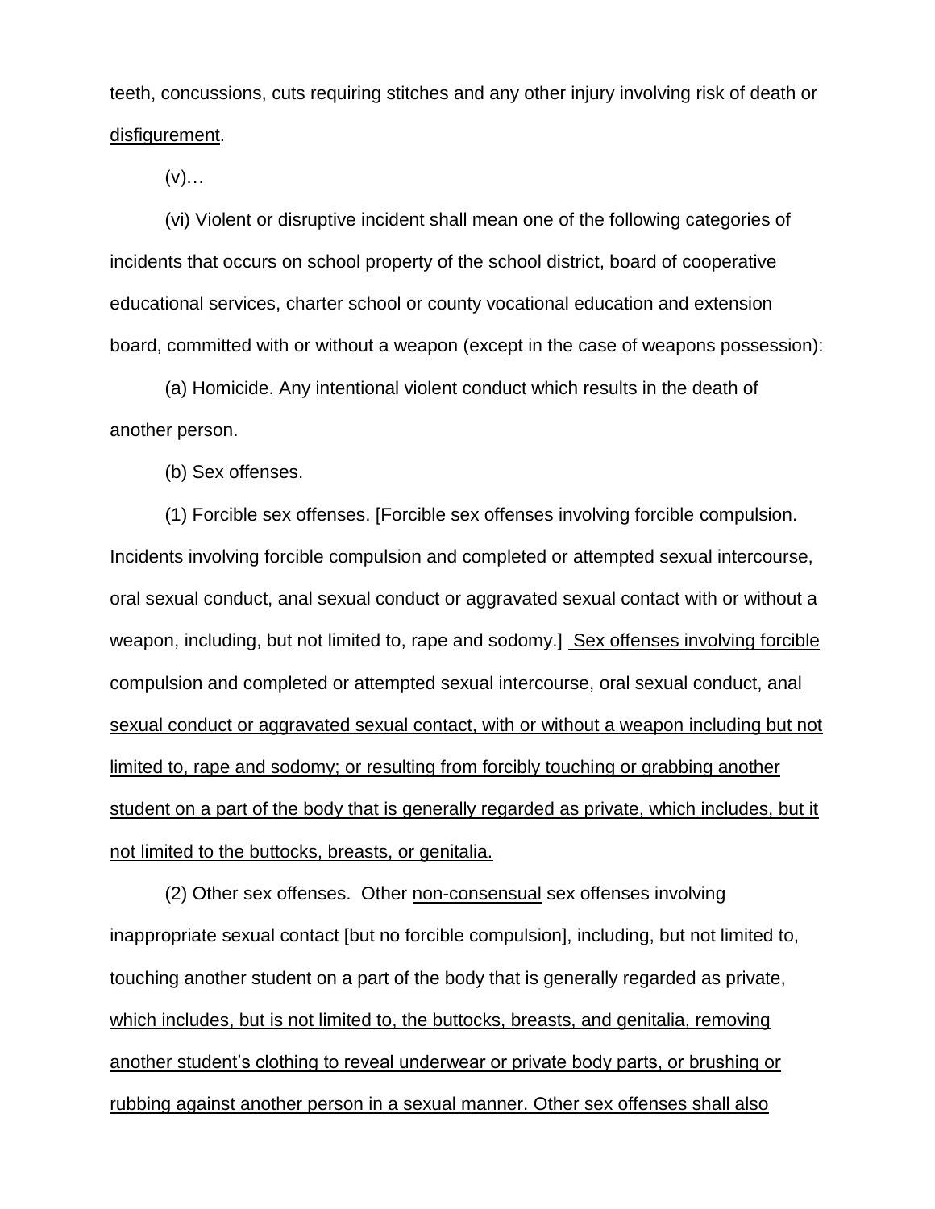<u>teeth, concussions, cuts requiring stitches and any other injury involving risk of death or disfigurement</u>.

(v)…

(vi) Violent or disruptive incident shall mean one of the following categories of incidents that occurs on school property of the school district, board of cooperative educational services, charter school or county vocational education and extension board, committed with or without a weapon (except in the case of weapons possession):

(a) Homicide. Any <u>intentional violent</u> conduct which results in the death of another person.

(b) Sex offenses.

(1) Forcible sex offenses. [Forcible sex offenses involving forcible compulsion. Incidents involving forcible compulsion and completed or attempted sexual intercourse, oral sexual conduct, anal sexual conduct or aggravated sexual contact with or without a weapon, including, but not limited to, rape and sodomy.] <u>Sex offenses involving forcible compulsion and completed or attempted sexual intercourse, oral sexual conduct, anal sexual conduct or aggravated sexual contact, with or without a weapon including but not limited to, rape and sodomy; or resulting from forcibly touching or grabbing another student on a part of the body that is generally regarded as private, which includes, but it not limited to the buttocks, breasts, or genitalia.</u>

(2) Other sex offenses. Other <u>non-consensual</u> sex offenses involving inappropriate sexual contact [but no forcible compulsion], including, but not limited to, <u>touching another student on a part of the body that is generally regarded as private, which includes, but is not limited to, the buttocks, breasts, and genitalia, removing another student's clothing to reveal underwear or private body parts, or brushing or rubbing against another person in a sexual manner. Other sex offenses shall also</u>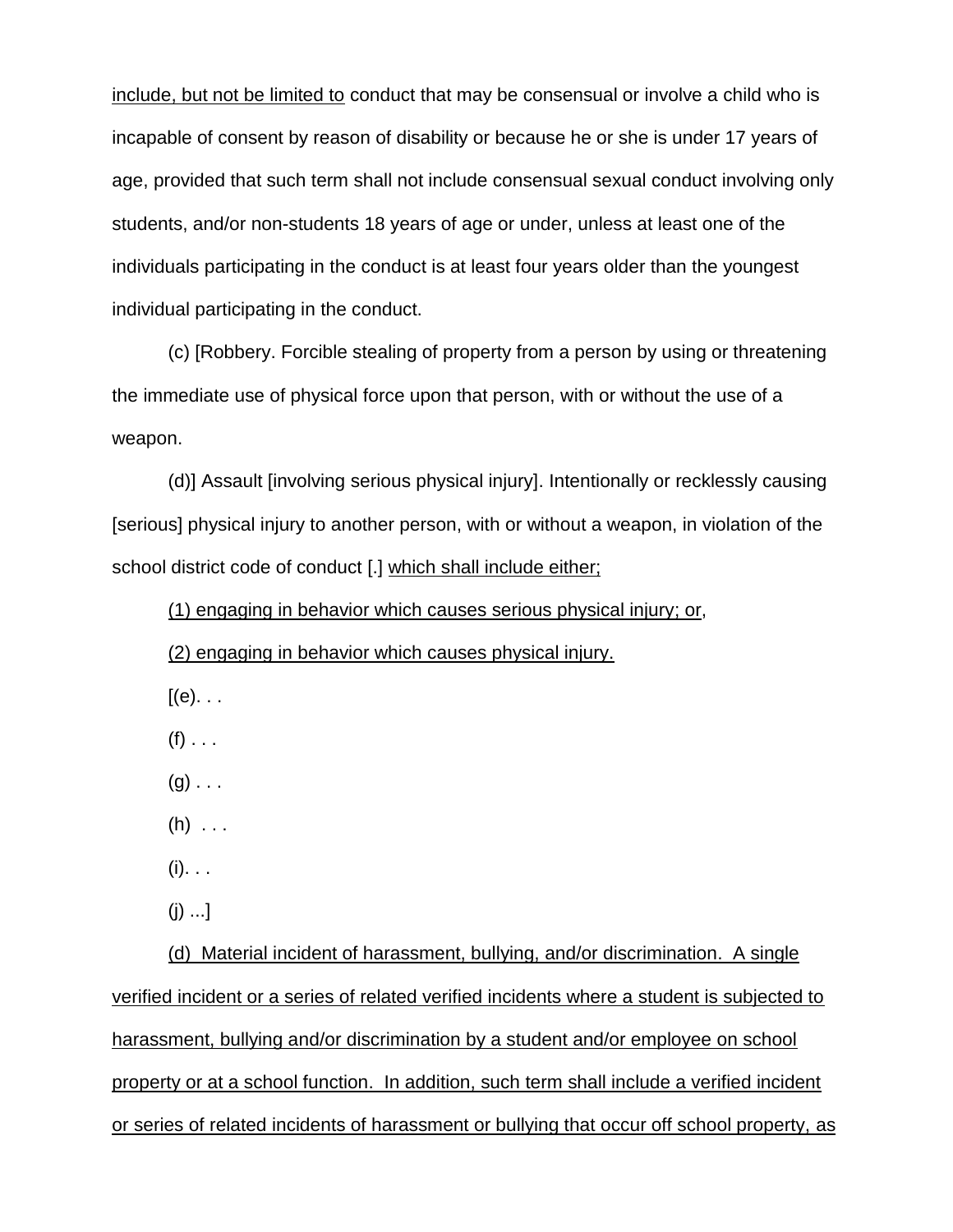<u>include, but not be limited to</u> conduct that may be consensual or involve a child who is incapable of consent by reason of disability or because he or she is under 17 years of age, provided that such term shall not include consensual sexual conduct involving only students, and/or non-students 18 years of age or under, unless at least one of the individuals participating in the conduct is at least four years older than the youngest individual participating in the conduct.

(c) [Robbery. Forcible stealing of property from a person by using or threatening the immediate use of physical force upon that person, with or without the use of a weapon.

(d)] Assault [involving serious physical injury]. Intentionally or recklessly causing [serious] physical injury to another person, with or without a weapon, in violation of the school district code of conduct [.] <u>which shall include either;</u>

<u>(1) engaging in behavior which causes serious physical injury; or</u>,

<u>(2) engaging in behavior which causes physical injury.</u>

[(e). . .

(f) . . .

(g) . . .

(h) . . .

(i). . .

(j) ...]

<u>(d) Material incident of harassment, bullying, and/or discrimination. A single verified incident or a series of related verified incidents where a student is subjected to harassment, bullying and/or discrimination by a student and/or employee on school property or at a school function. In addition, such term shall include a verified incident or series of related incidents of harassment or bullying that occur off school property, as</u>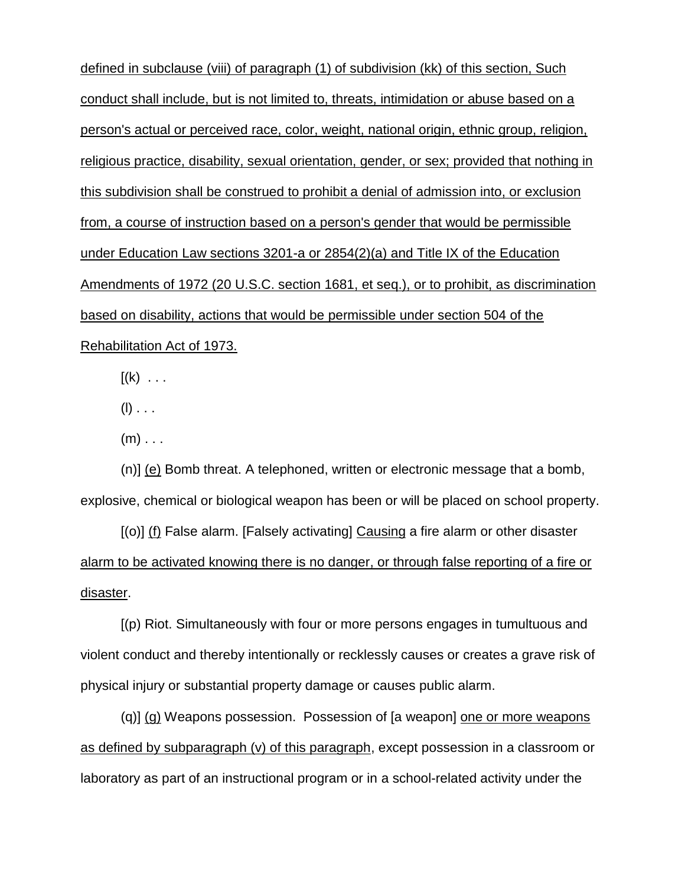<u>defined in subclause (viii) of paragraph (1) of subdivision (kk) of this section, Such conduct shall include, but is not limited to, threats, intimidation or abuse based on a person's actual or perceived race, color, weight, national origin, ethnic group, religion, religious practice, disability, sexual orientation, gender, or sex; provided that nothing in this subdivision shall be construed to prohibit a denial of admission into, or exclusion from, a course of instruction based on a person's gender that would be permissible under Education Law sections 3201-a or 2854(2)(a) and Title IX of the Education Amendments of 1972 (20 U.S.C. section 1681, et seq.), or to prohibit, as discrimination based on disability, actions that would be permissible under section 504 of the Rehabilitation Act of 1973.</u>

[(k) . . .

(l) . . .

(m) . . .

(n)] <u>(e)</u> Bomb threat. A telephoned, written or electronic message that a bomb, explosive, chemical or biological weapon has been or will be placed on school property.

[(o)] <u>(f)</u> False alarm. [Falsely activating] <u>Causing</u> a fire alarm or other disaster <u>alarm to be activated knowing there is no danger, or through false reporting of a fire or disaster</u>.

[(p) Riot. Simultaneously with four or more persons engages in tumultuous and violent conduct and thereby intentionally or recklessly causes or creates a grave risk of physical injury or substantial property damage or causes public alarm.

(q)] <u>(g)</u> Weapons possession. Possession of [a weapon] <u>one or more weapons as defined by subparagraph (v) of this paragraph</u>, except possession in a classroom or laboratory as part of an instructional program or in a school-related activity under the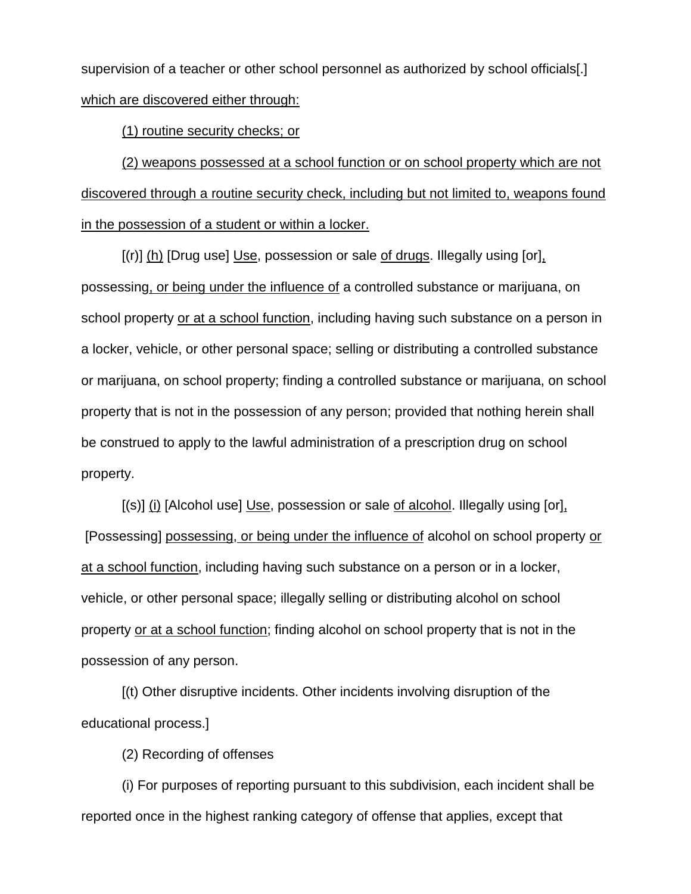supervision of a teacher or other school personnel as authorized by school officials[.] <u>which are discovered either through:</u>

<u>(1) routine security checks; or</u>

<u>(2) weapons possessed at a school function or on school property which are not discovered through a routine security check, including but not limited to, weapons found in the possession of a student or within a locker.</u>

[(r)] <u>(h)</u> [Drug use] <u>Use</u>, possession or sale <u>of drugs</u>. Illegally using [or]<u>,</u> possessing<u>, or being under the influence of</u> a controlled substance or marijuana, on school property <u>or at a school function</u>, including having such substance on a person in a locker, vehicle, or other personal space; selling or distributing a controlled substance or marijuana, on school property; finding a controlled substance or marijuana, on school property that is not in the possession of any person; provided that nothing herein shall be construed to apply to the lawful administration of a prescription drug on school property.

[(s)] <u>(i)</u> [Alcohol use] <u>Use</u>, possession or sale <u>of alcohol</u>. Illegally using [or]<u>,</u> [Possessing] <u>possessing, or being under the influence of</u> alcohol on school property <u>or at a school function</u>, including having such substance on a person or in a locker, vehicle, or other personal space; illegally selling or distributing alcohol on school property <u>or at a school function</u>; finding alcohol on school property that is not in the possession of any person.

[(t) Other disruptive incidents. Other incidents involving disruption of the educational process.]

(2) Recording of offenses

(i) For purposes of reporting pursuant to this subdivision, each incident shall be reported once in the highest ranking category of offense that applies, except that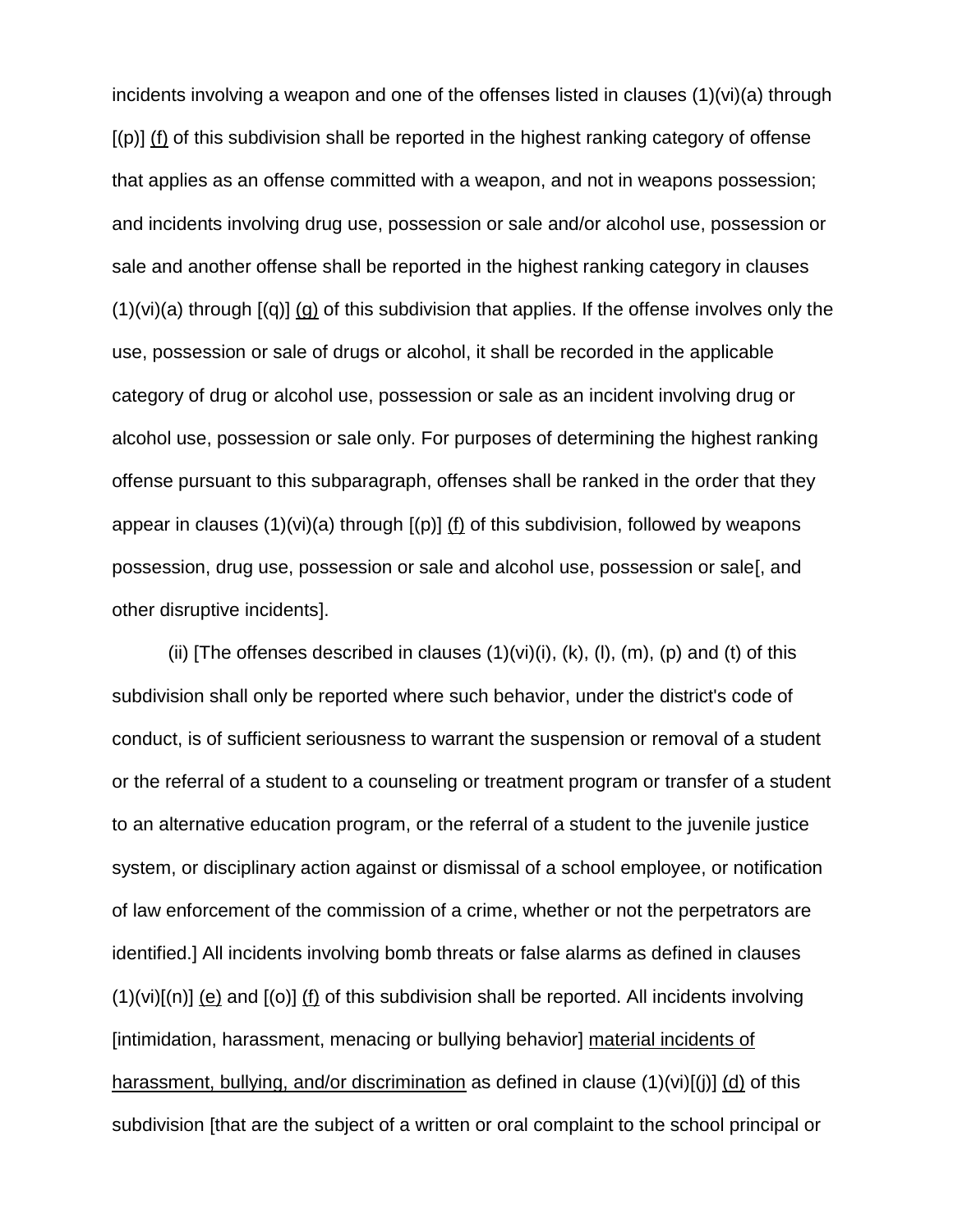incidents involving a weapon and one of the offenses listed in clauses (1)(vi)(a) through [(p)] <u>(f)</u> of this subdivision shall be reported in the highest ranking category of offense that applies as an offense committed with a weapon, and not in weapons possession; and incidents involving drug use, possession or sale and/or alcohol use, possession or sale and another offense shall be reported in the highest ranking category in clauses (1)(vi)(a) through [(q)] <u>(g)</u> of this subdivision that applies. If the offense involves only the use, possession or sale of drugs or alcohol, it shall be recorded in the applicable category of drug or alcohol use, possession or sale as an incident involving drug or alcohol use, possession or sale only. For purposes of determining the highest ranking offense pursuant to this subparagraph, offenses shall be ranked in the order that they appear in clauses (1)(vi)(a) through [(p)] <u>(f)</u> of this subdivision, followed by weapons possession, drug use, possession or sale and alcohol use, possession or sale[, and other disruptive incidents].

(ii) [The offenses described in clauses (1)(vi)(i), (k), (l), (m), (p) and (t) of this subdivision shall only be reported where such behavior, under the district's code of conduct, is of sufficient seriousness to warrant the suspension or removal of a student or the referral of a student to a counseling or treatment program or transfer of a student to an alternative education program, or the referral of a student to the juvenile justice system, or disciplinary action against or dismissal of a school employee, or notification of law enforcement of the commission of a crime, whether or not the perpetrators are identified.] All incidents involving bomb threats or false alarms as defined in clauses (1)(vi)[(n)] <u>(e)</u> and [(o)] <u>(f)</u> of this subdivision shall be reported. All incidents involving [intimidation, harassment, menacing or bullying behavior] <u>material incidents of harassment, bullying, and/or discrimination</u> as defined in clause (1)(vi)[(j)] <u>(d)</u> of this subdivision [that are the subject of a written or oral complaint to the school principal or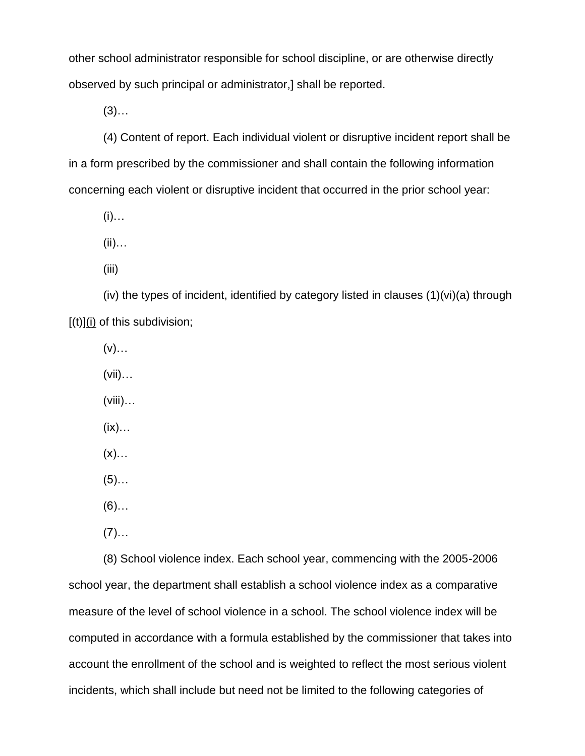other school administrator responsible for school discipline, or are otherwise directly observed by such principal or administrator,] shall be reported.

(3)…

(4) Content of report. Each individual violent or disruptive incident report shall be in a form prescribed by the commissioner and shall contain the following information concerning each violent or disruptive incident that occurred in the prior school year:

(i)…

(ii)…

(iii)

(iv) the types of incident, identified by category listed in clauses (1)(vi)(a) through [(t)](i) of this subdivision;

(v)…

(vii)…

(viii)…

(ix)…

(x)…

(5)…

(6)…

(7)…

(8) School violence index. Each school year, commencing with the 2005-2006 school year, the department shall establish a school violence index as a comparative measure of the level of school violence in a school. The school violence index will be computed in accordance with a formula established by the commissioner that takes into account the enrollment of the school and is weighted to reflect the most serious violent incidents, which shall include but need not be limited to the following categories of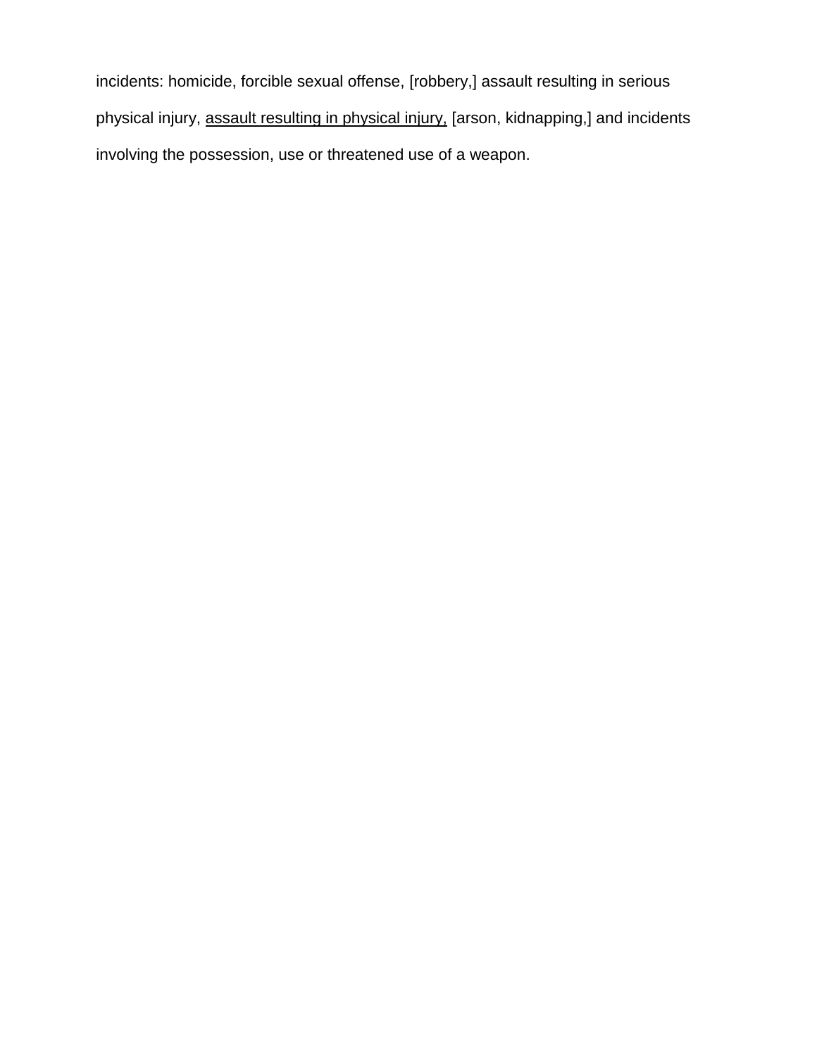incidents: homicide, forcible sexual offense, [robbery,] assault resulting in serious physical injury, <u>assault resulting in physical injury,</u> [arson, kidnapping,] and incidents involving the possession, use or threatened use of a weapon.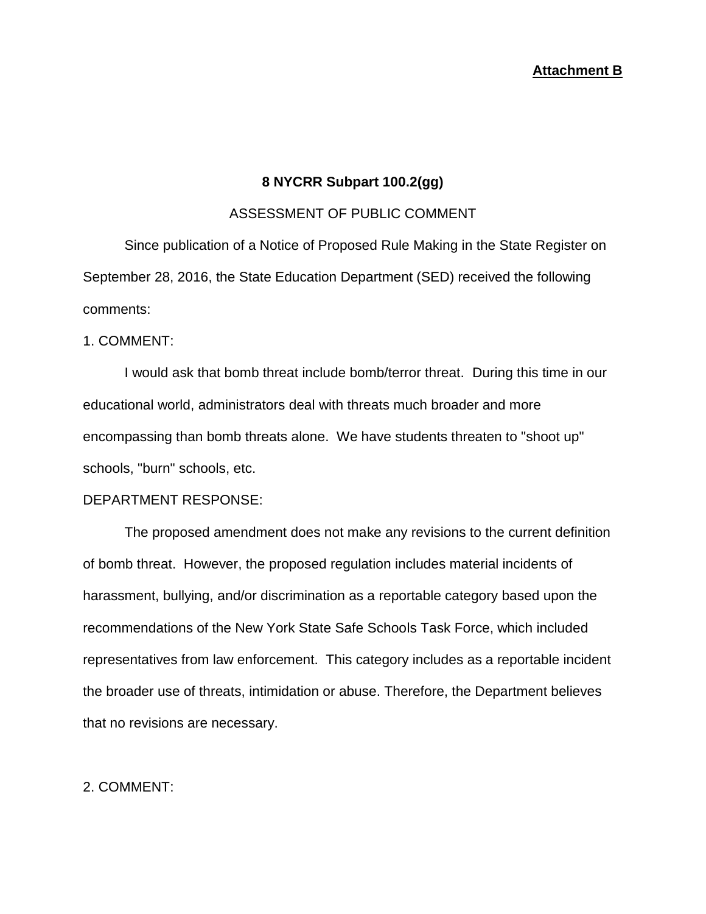**Attachment B**

**8 NYCRR Subpart 100.2(gg)**

ASSESSMENT OF PUBLIC COMMENT

Since publication of a Notice of Proposed Rule Making in the State Register on September 28, 2016, the State Education Department (SED) received the following comments:

1. COMMENT:

I would ask that bomb threat include bomb/terror threat. During this time in our educational world, administrators deal with threats much broader and more encompassing than bomb threats alone. We have students threaten to "shoot up" schools, "burn" schools, etc.

DEPARTMENT RESPONSE:

The proposed amendment does not make any revisions to the current definition of bomb threat. However, the proposed regulation includes material incidents of harassment, bullying, and/or discrimination as a reportable category based upon the recommendations of the New York State Safe Schools Task Force, which included representatives from law enforcement. This category includes as a reportable incident the broader use of threats, intimidation or abuse. Therefore, the Department believes that no revisions are necessary.

2. COMMENT: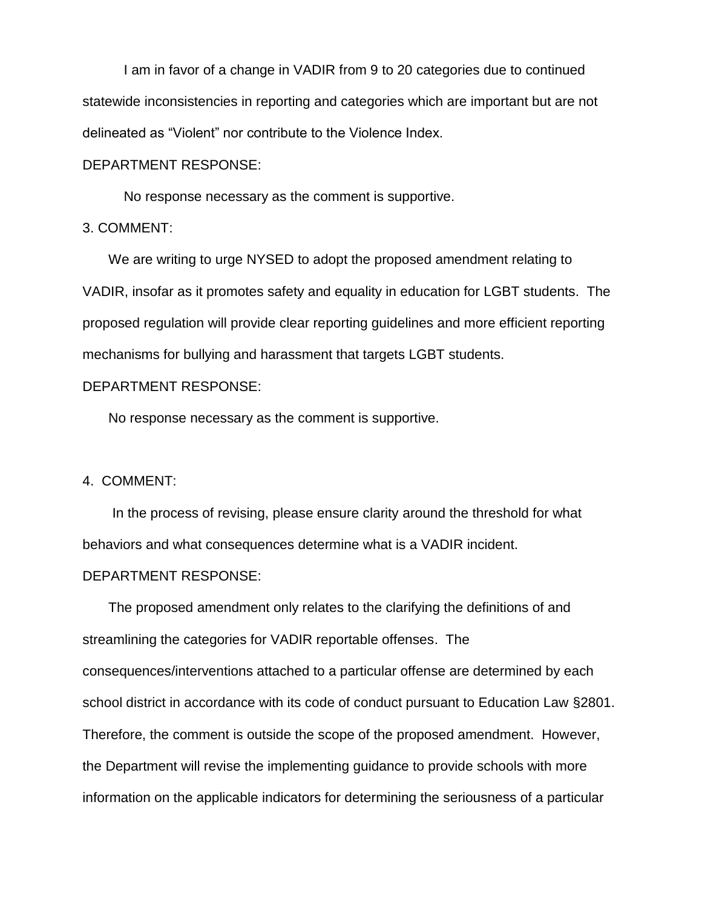I am in favor of a change in VADIR from 9 to 20 categories due to continued statewide inconsistencies in reporting and categories which are important but are not delineated as “Violent” nor contribute to the Violence Index.

DEPARTMENT RESPONSE:

No response necessary as the comment is supportive.

3. COMMENT:

We are writing to urge NYSED to adopt the proposed amendment relating to VADIR, insofar as it promotes safety and equality in education for LGBT students. The proposed regulation will provide clear reporting guidelines and more efficient reporting mechanisms for bullying and harassment that targets LGBT students.

DEPARTMENT RESPONSE:

No response necessary as the comment is supportive.

4. COMMENT:

In the process of revising, please ensure clarity around the threshold for what behaviors and what consequences determine what is a VADIR incident.

DEPARTMENT RESPONSE:

The proposed amendment only relates to the clarifying the definitions of and streamlining the categories for VADIR reportable offenses. The consequences/interventions attached to a particular offense are determined by each school district in accordance with its code of conduct pursuant to Education Law §2801. Therefore, the comment is outside the scope of the proposed amendment. However, the Department will revise the implementing guidance to provide schools with more information on the applicable indicators for determining the seriousness of a particular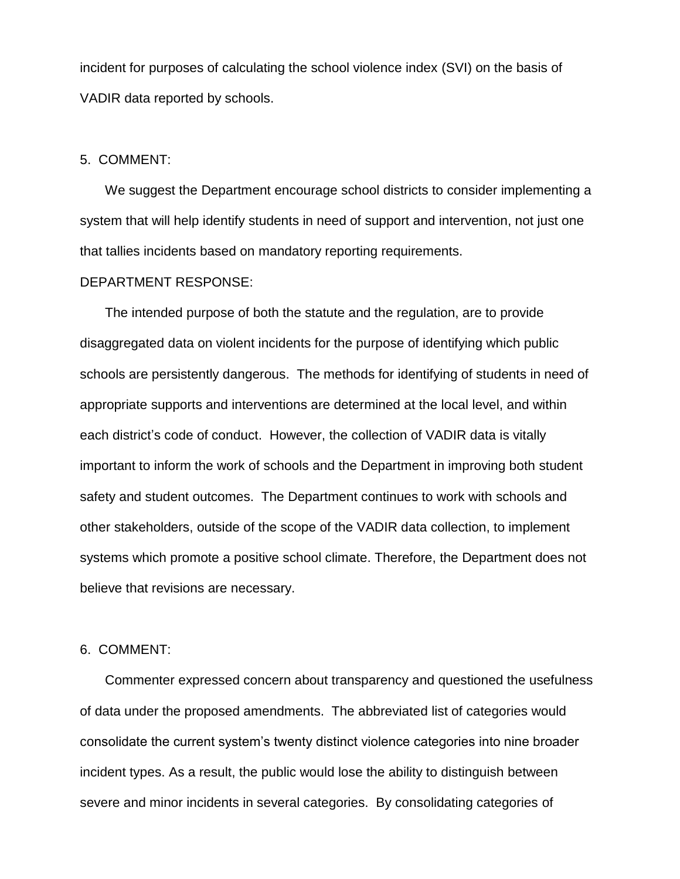incident for purposes of calculating the school violence index (SVI) on the basis of VADIR data reported by schools.

5. COMMENT:

We suggest the Department encourage school districts to consider implementing a system that will help identify students in need of support and intervention, not just one that tallies incidents based on mandatory reporting requirements.

DEPARTMENT RESPONSE:

The intended purpose of both the statute and the regulation, are to provide disaggregated data on violent incidents for the purpose of identifying which public schools are persistently dangerous. The methods for identifying of students in need of appropriate supports and interventions are determined at the local level, and within each district's code of conduct. However, the collection of VADIR data is vitally important to inform the work of schools and the Department in improving both student safety and student outcomes. The Department continues to work with schools and other stakeholders, outside of the scope of the VADIR data collection, to implement systems which promote a positive school climate. Therefore, the Department does not believe that revisions are necessary.

6. COMMENT:

Commenter expressed concern about transparency and questioned the usefulness of data under the proposed amendments. The abbreviated list of categories would consolidate the current system's twenty distinct violence categories into nine broader incident types. As a result, the public would lose the ability to distinguish between severe and minor incidents in several categories. By consolidating categories of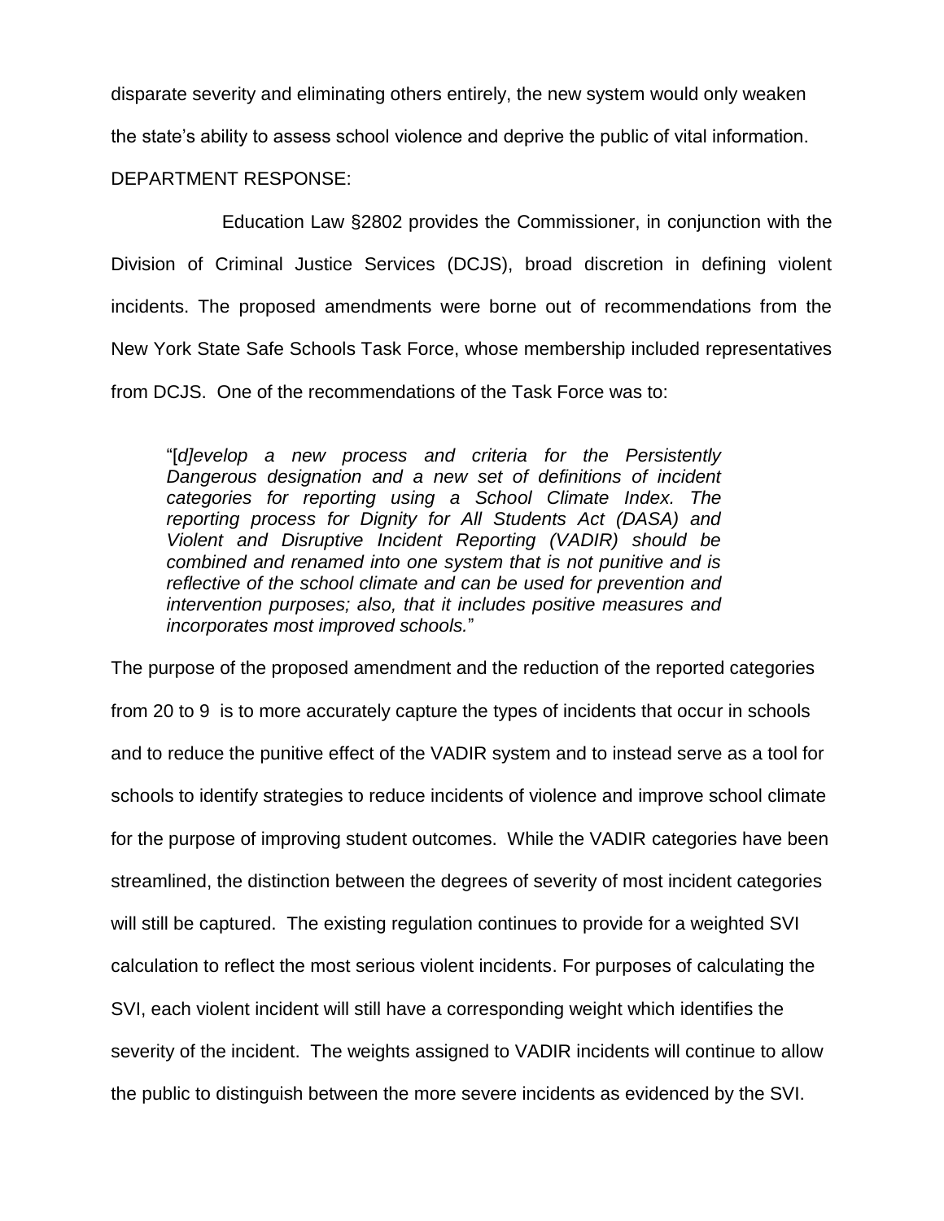disparate severity and eliminating others entirely, the new system would only weaken the state's ability to assess school violence and deprive the public of vital information.

DEPARTMENT RESPONSE:

Education Law §2802 provides the Commissioner, in conjunction with the Division of Criminal Justice Services (DCJS), broad discretion in defining violent incidents. The proposed amendments were borne out of recommendations from the New York State Safe Schools Task Force, whose membership included representatives from DCJS. One of the recommendations of the Task Force was to:

> "[*d]evelop a new process and criteria for the Persistently Dangerous designation and a new set of definitions of incident categories for reporting using a School Climate Index. The reporting process for Dignity for All Students Act (DASA) and Violent and Disruptive Incident Reporting (VADIR) should be combined and renamed into one system that is not punitive and is reflective of the school climate and can be used for prevention and intervention purposes; also, that it includes positive measures and incorporates most improved schools.*"

The purpose of the proposed amendment and the reduction of the reported categories from 20 to 9 is to more accurately capture the types of incidents that occur in schools and to reduce the punitive effect of the VADIR system and to instead serve as a tool for schools to identify strategies to reduce incidents of violence and improve school climate for the purpose of improving student outcomes. While the VADIR categories have been streamlined, the distinction between the degrees of severity of most incident categories will still be captured. The existing regulation continues to provide for a weighted SVI calculation to reflect the most serious violent incidents. For purposes of calculating the SVI, each violent incident will still have a corresponding weight which identifies the severity of the incident. The weights assigned to VADIR incidents will continue to allow the public to distinguish between the more severe incidents as evidenced by the SVI.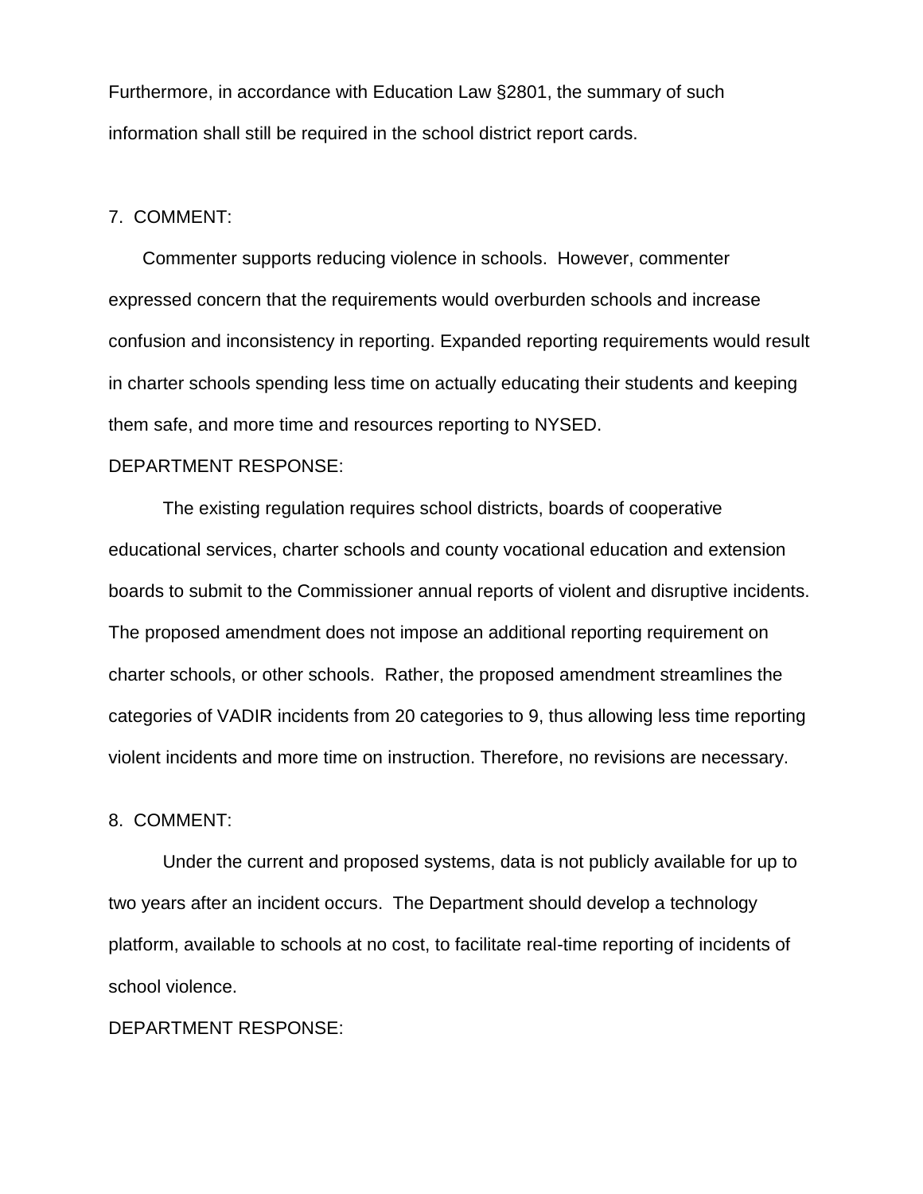Furthermore, in accordance with Education Law §2801, the summary of such information shall still be required in the school district report cards.

7. COMMENT:

Commenter supports reducing violence in schools. However, commenter expressed concern that the requirements would overburden schools and increase confusion and inconsistency in reporting. Expanded reporting requirements would result in charter schools spending less time on actually educating their students and keeping them safe, and more time and resources reporting to NYSED.

DEPARTMENT RESPONSE:

The existing regulation requires school districts, boards of cooperative educational services, charter schools and county vocational education and extension boards to submit to the Commissioner annual reports of violent and disruptive incidents. The proposed amendment does not impose an additional reporting requirement on charter schools, or other schools. Rather, the proposed amendment streamlines the categories of VADIR incidents from 20 categories to 9, thus allowing less time reporting violent incidents and more time on instruction. Therefore, no revisions are necessary.

8. COMMENT:

Under the current and proposed systems, data is not publicly available for up to two years after an incident occurs. The Department should develop a technology platform, available to schools at no cost, to facilitate real-time reporting of incidents of school violence.

DEPARTMENT RESPONSE: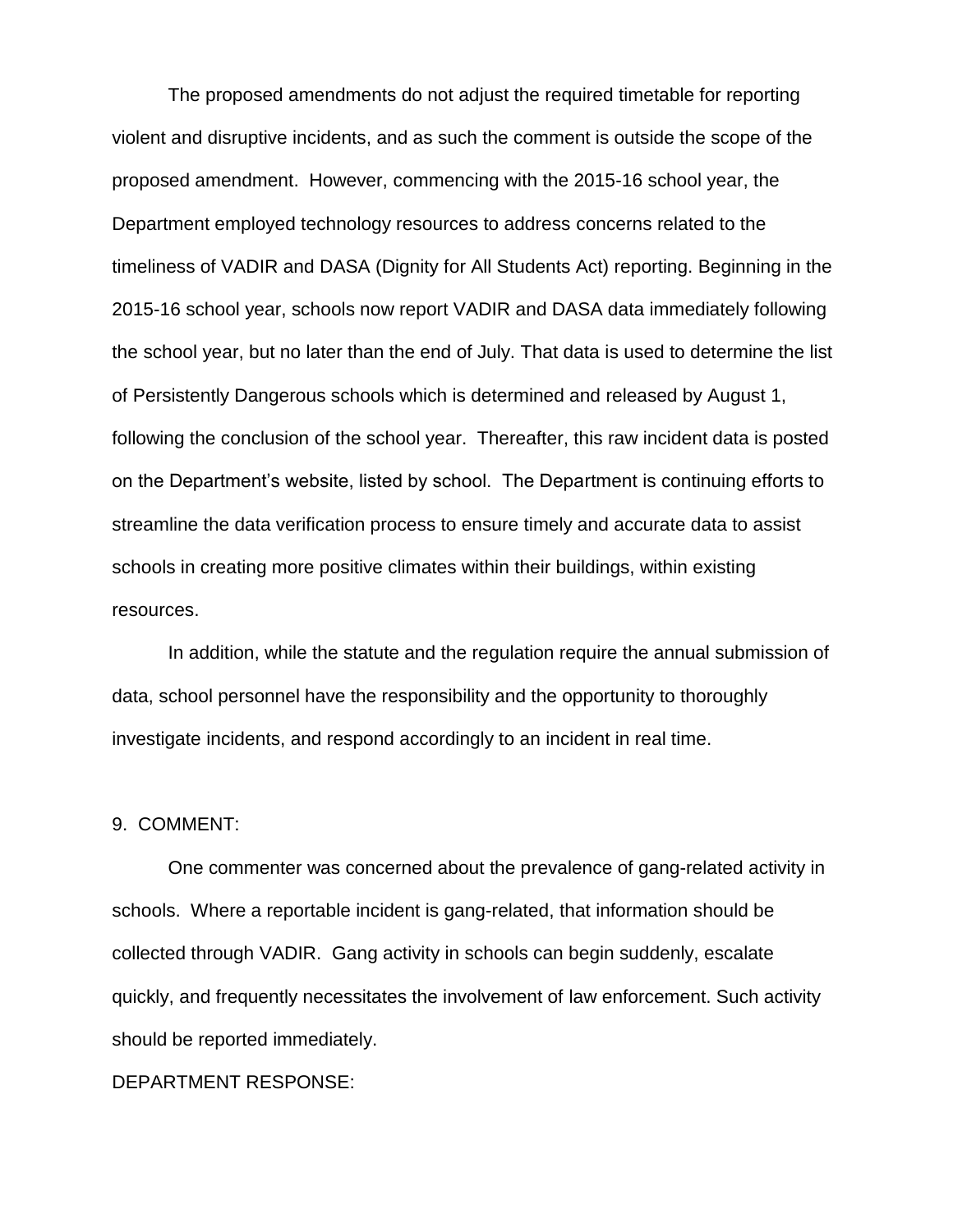The proposed amendments do not adjust the required timetable for reporting violent and disruptive incidents, and as such the comment is outside the scope of the proposed amendment. However, commencing with the 2015-16 school year, the Department employed technology resources to address concerns related to the timeliness of VADIR and DASA (Dignity for All Students Act) reporting. Beginning in the 2015-16 school year, schools now report VADIR and DASA data immediately following the school year, but no later than the end of July. That data is used to determine the list of Persistently Dangerous schools which is determined and released by August 1, following the conclusion of the school year. Thereafter, this raw incident data is posted on the Department's website, listed by school. The Department is continuing efforts to streamline the data verification process to ensure timely and accurate data to assist schools in creating more positive climates within their buildings, within existing resources.

In addition, while the statute and the regulation require the annual submission of data, school personnel have the responsibility and the opportunity to thoroughly investigate incidents, and respond accordingly to an incident in real time.

9. COMMENT:

One commenter was concerned about the prevalence of gang-related activity in schools. Where a reportable incident is gang-related, that information should be collected through VADIR. Gang activity in schools can begin suddenly, escalate quickly, and frequently necessitates the involvement of law enforcement. Such activity should be reported immediately.

DEPARTMENT RESPONSE: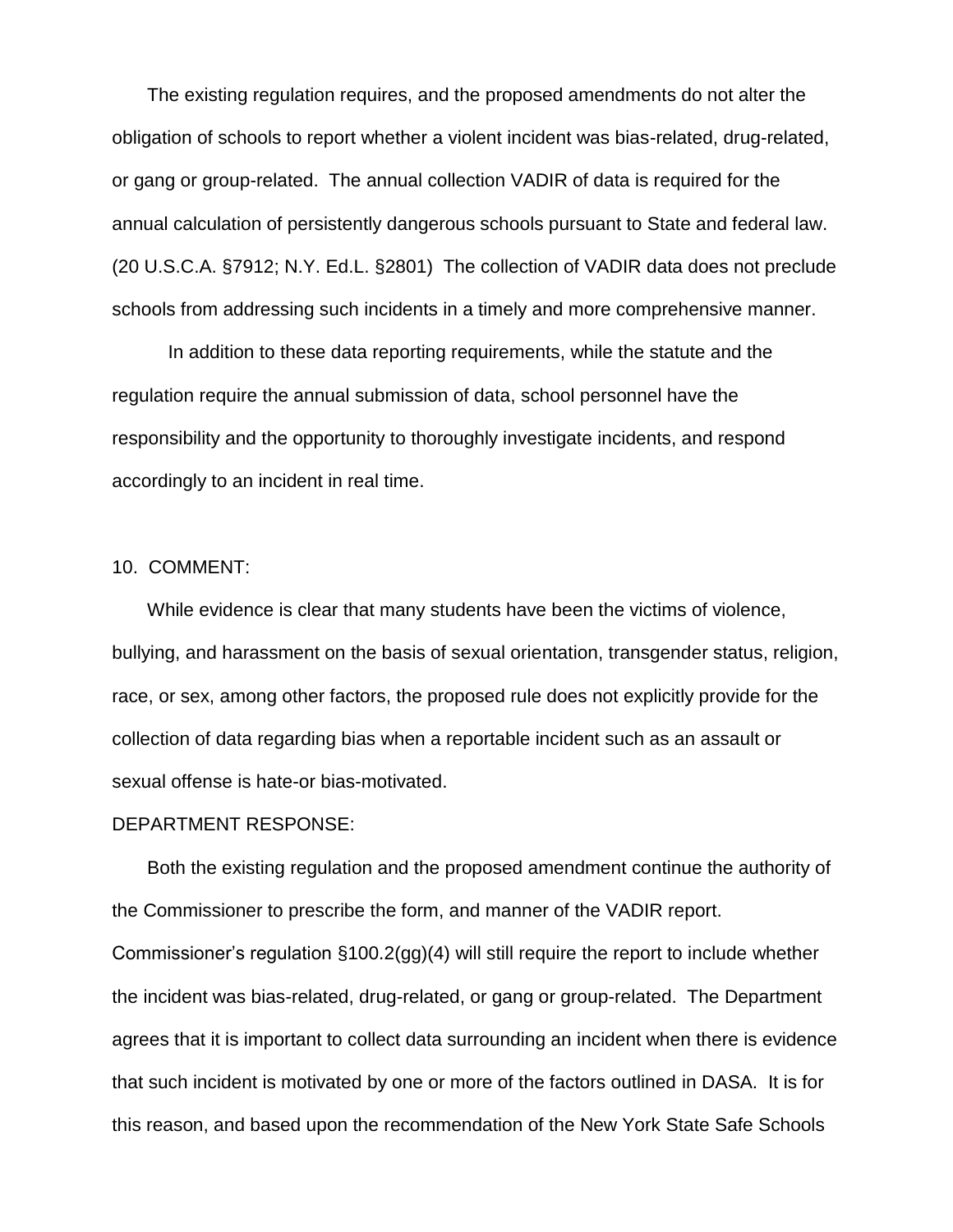The existing regulation requires, and the proposed amendments do not alter the obligation of schools to report whether a violent incident was bias-related, drug-related, or gang or group-related. The annual collection VADIR of data is required for the annual calculation of persistently dangerous schools pursuant to State and federal law. (20 U.S.C.A. §7912; N.Y. Ed.L. §2801) The collection of VADIR data does not preclude schools from addressing such incidents in a timely and more comprehensive manner.

In addition to these data reporting requirements, while the statute and the regulation require the annual submission of data, school personnel have the responsibility and the opportunity to thoroughly investigate incidents, and respond accordingly to an incident in real time.

10. COMMENT:

While evidence is clear that many students have been the victims of violence, bullying, and harassment on the basis of sexual orientation, transgender status, religion, race, or sex, among other factors, the proposed rule does not explicitly provide for the collection of data regarding bias when a reportable incident such as an assault or sexual offense is hate-or bias-motivated.

DEPARTMENT RESPONSE:

Both the existing regulation and the proposed amendment continue the authority of the Commissioner to prescribe the form, and manner of the VADIR report. Commissioner's regulation §100.2(gg)(4) will still require the report to include whether the incident was bias-related, drug-related, or gang or group-related. The Department agrees that it is important to collect data surrounding an incident when there is evidence that such incident is motivated by one or more of the factors outlined in DASA. It is for this reason, and based upon the recommendation of the New York State Safe Schools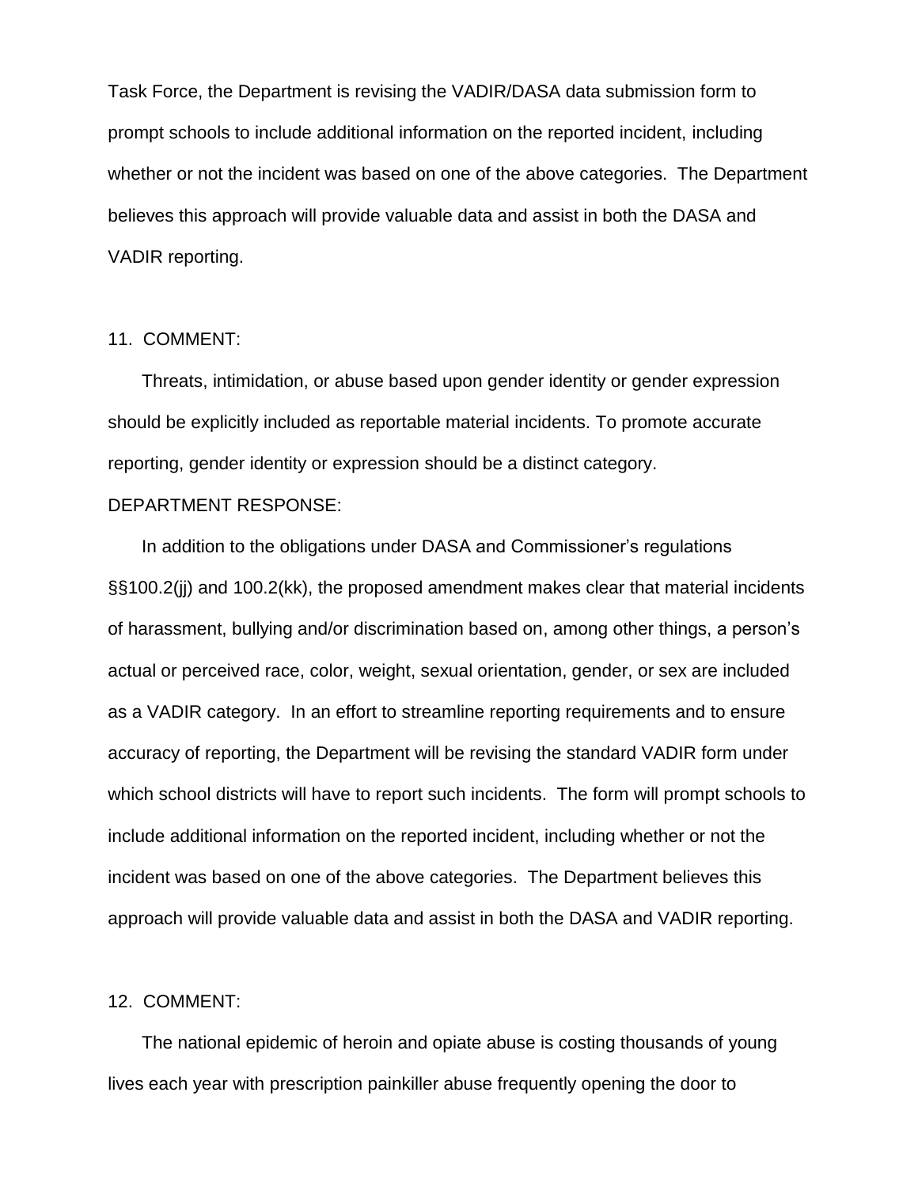Task Force, the Department is revising the VADIR/DASA data submission form to prompt schools to include additional information on the reported incident, including whether or not the incident was based on one of the above categories. The Department believes this approach will provide valuable data and assist in both the DASA and VADIR reporting.

11. COMMENT:

Threats, intimidation, or abuse based upon gender identity or gender expression should be explicitly included as reportable material incidents. To promote accurate reporting, gender identity or expression should be a distinct category.

DEPARTMENT RESPONSE:

In addition to the obligations under DASA and Commissioner's regulations §§100.2(jj) and 100.2(kk), the proposed amendment makes clear that material incidents of harassment, bullying and/or discrimination based on, among other things, a person's actual or perceived race, color, weight, sexual orientation, gender, or sex are included as a VADIR category. In an effort to streamline reporting requirements and to ensure accuracy of reporting, the Department will be revising the standard VADIR form under which school districts will have to report such incidents. The form will prompt schools to include additional information on the reported incident, including whether or not the incident was based on one of the above categories. The Department believes this approach will provide valuable data and assist in both the DASA and VADIR reporting.

12. COMMENT:

The national epidemic of heroin and opiate abuse is costing thousands of young lives each year with prescription painkiller abuse frequently opening the door to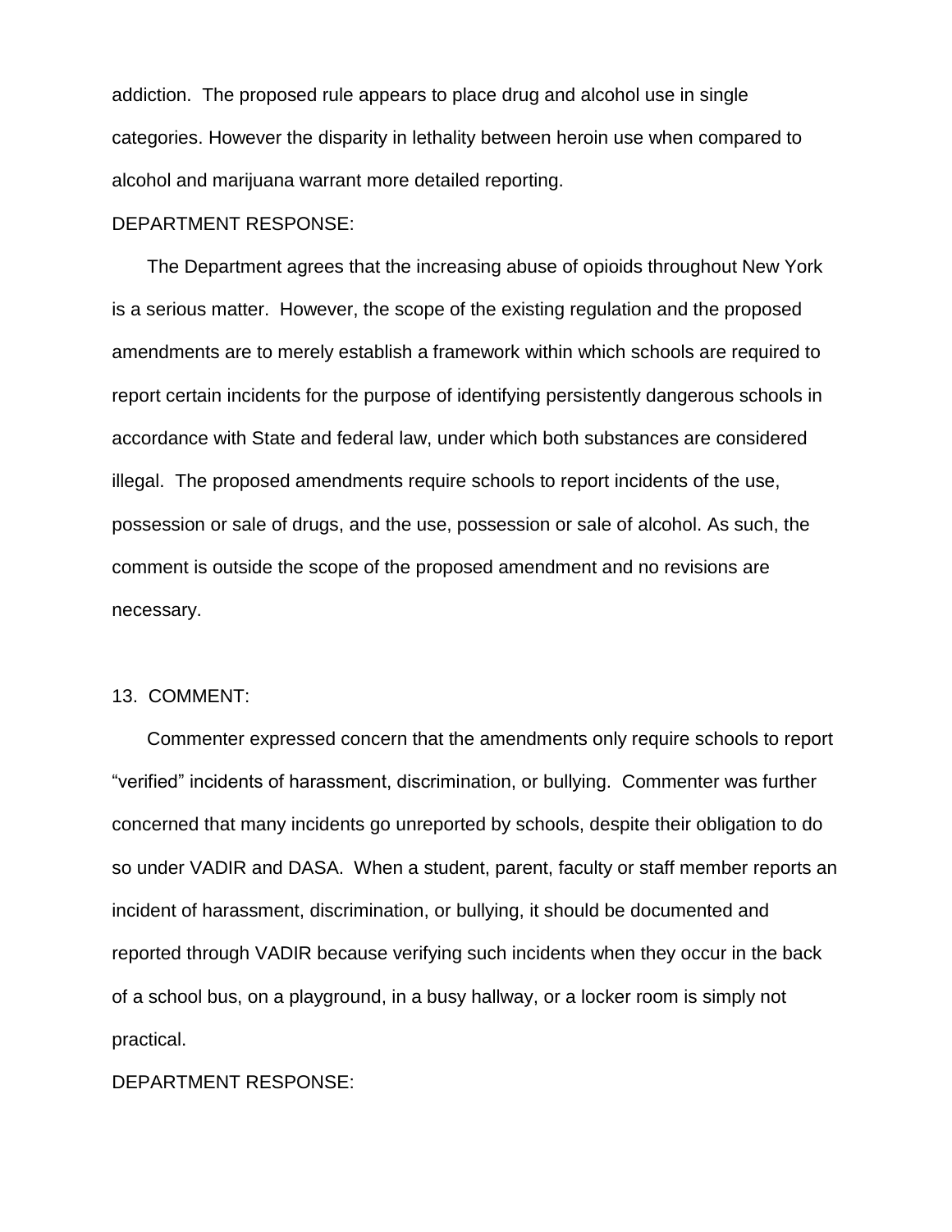addiction. The proposed rule appears to place drug and alcohol use in single categories. However the disparity in lethality between heroin use when compared to alcohol and marijuana warrant more detailed reporting.

DEPARTMENT RESPONSE:

The Department agrees that the increasing abuse of opioids throughout New York is a serious matter. However, the scope of the existing regulation and the proposed amendments are to merely establish a framework within which schools are required to report certain incidents for the purpose of identifying persistently dangerous schools in accordance with State and federal law, under which both substances are considered illegal. The proposed amendments require schools to report incidents of the use, possession or sale of drugs, and the use, possession or sale of alcohol. As such, the comment is outside the scope of the proposed amendment and no revisions are necessary.

13. COMMENT:

Commenter expressed concern that the amendments only require schools to report "verified" incidents of harassment, discrimination, or bullying. Commenter was further concerned that many incidents go unreported by schools, despite their obligation to do so under VADIR and DASA. When a student, parent, faculty or staff member reports an incident of harassment, discrimination, or bullying, it should be documented and reported through VADIR because verifying such incidents when they occur in the back of a school bus, on a playground, in a busy hallway, or a locker room is simply not practical.

DEPARTMENT RESPONSE: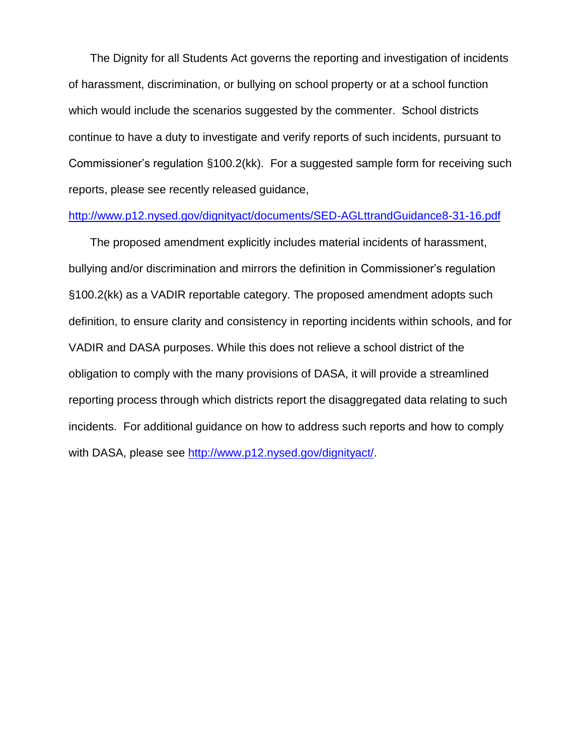The Dignity for all Students Act governs the reporting and investigation of incidents of harassment, discrimination, or bullying on school property or at a school function which would include the scenarios suggested by the commenter. School districts continue to have a duty to investigate and verify reports of such incidents, pursuant to Commissioner's regulation §100.2(kk). For a suggested sample form for receiving such reports, please see recently released guidance, http://www.p12.nysed.gov/dignityact/documents/SED-AGLttrandGuidance8-31-16.pdf

The proposed amendment explicitly includes material incidents of harassment, bullying and/or discrimination and mirrors the definition in Commissioner's regulation §100.2(kk) as a VADIR reportable category. The proposed amendment adopts such definition, to ensure clarity and consistency in reporting incidents within schools, and for VADIR and DASA purposes. While this does not relieve a school district of the obligation to comply with the many provisions of DASA, it will provide a streamlined reporting process through which districts report the disaggregated data relating to such incidents. For additional guidance on how to address such reports and how to comply with DASA, please see http://www.p12.nysed.gov/dignityact/.